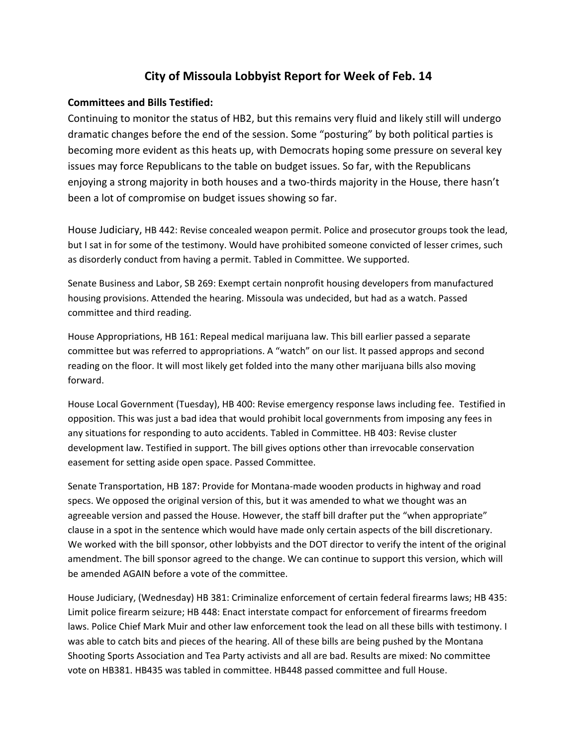# City of Missoula Lobbyist Report for Week of Feb. 14

**Committees and Bills Testified:**

Continuing to monitor the status of HB2, but this remains very fluid and likely still will undergo dramatic changes before the end of the session. Some "posturing" by both political parties is becoming more evident as this heats up, with Democrats hoping some pressure on several key issues may force Republicans to the table on budget issues. So far, with the Republicans enjoying a strong majority in both houses and a two-thirds majority in the House, there hasn't been a lot of compromise on budget issues showing so far.

House Judiciary, HB 442: Revise concealed weapon permit. Police and prosecutor groups took the lead, but I sat in for some of the testimony. Would have prohibited someone convicted of lesser crimes, such as disorderly conduct from having a permit. Tabled in Committee. We supported.

Senate Business and Labor, SB 269: Exempt certain nonprofit housing developers from manufactured housing provisions. Attended the hearing. Missoula was undecided, but had as a watch. Passed committee and third reading.

House Appropriations, HB 161: Repeal medical marijuana law. This bill earlier passed a separate committee but was referred to appropriations. A "watch" on our list. It passed approps and second reading on the floor. It will most likely get folded into the many other marijuana bills also moving forward.

House Local Government (Tuesday), HB 400: Revise emergency response laws including fee. Testified in opposition. This was just a bad idea that would prohibit local governments from imposing any fees in any situations for responding to auto accidents. Tabled in Committee. HB 403: Revise cluster development law. Testified in support. The bill gives options other than irrevocable conservation easement for setting aside open space. Passed Committee.

Senate Transportation, HB 187: Provide for Montana-made wooden products in highway and road specs. We opposed the original version of this, but it was amended to what we thought was an agreeable version and passed the House. However, the staff bill drafter put the "when appropriate" clause in a spot in the sentence which would have made only certain aspects of the bill discretionary. We worked with the bill sponsor, other lobbyists and the DOT director to verify the intent of the original amendment. The bill sponsor agreed to the change. We can continue to support this version, which will be amended AGAIN before a vote of the committee.

House Judiciary, (Wednesday) HB 381: Criminalize enforcement of certain federal firearms laws; HB 435: Limit police firearm seizure; HB 448: Enact interstate compact for enforcement of firearms freedom laws. Police Chief Mark Muir and other law enforcement took the lead on all these bills with testimony. I was able to catch bits and pieces of the hearing. All of these bills are being pushed by the Montana Shooting Sports Association and Tea Party activists and all are bad. Results are mixed: No committee vote on HB381. HB435 was tabled in committee. HB448 passed committee and full House.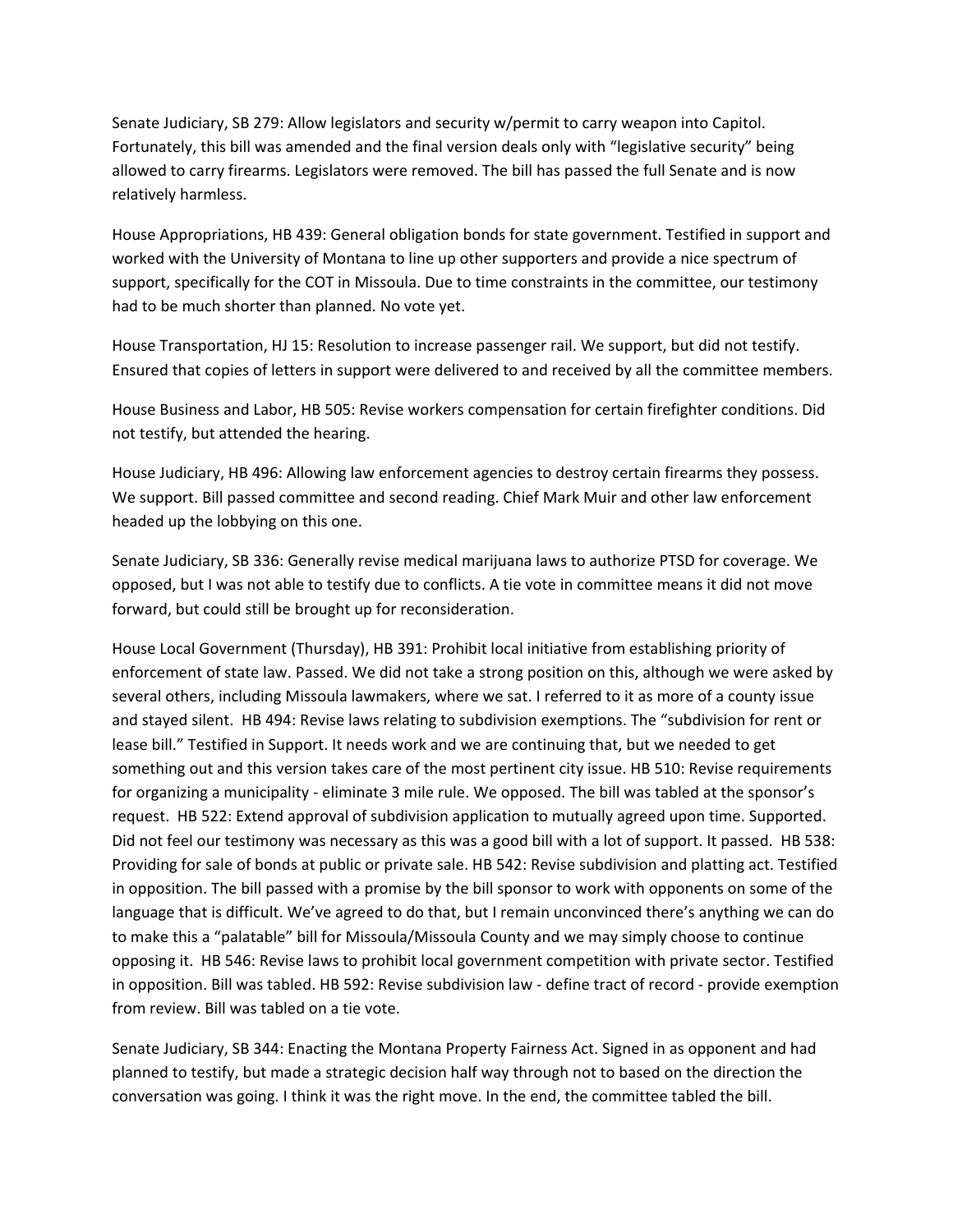Senate Judiciary, SB 279: Allow legislators and security w/permit to carry weapon into Capitol. Fortunately, this bill was amended and the final version deals only with "legislative security" being allowed to carry firearms. Legislators were removed. The bill has passed the full Senate and is now relatively harmless.

House Appropriations, HB 439: General obligation bonds for state government. Testified in support and worked with the University of Montana to line up other supporters and provide a nice spectrum of support, specifically for the COT in Missoula. Due to time constraints in the committee, our testimony had to be much shorter than planned. No vote yet.

House Transportation, HJ 15: Resolution to increase passenger rail. We support, but did not testify. Ensured that copies of letters in support were delivered to and received by all the committee members.

House Business and Labor, HB 505: Revise workers compensation for certain firefighter conditions. Did not testify, but attended the hearing.

House Judiciary, HB 496: Allowing law enforcement agencies to destroy certain firearms they possess. We support. Bill passed committee and second reading. Chief Mark Muir and other law enforcement headed up the lobbying on this one.

Senate Judiciary, SB 336: Generally revise medical marijuana laws to authorize PTSD for coverage. We opposed, but I was not able to testify due to conflicts. A tie vote in committee means it did not move forward, but could still be brought up for reconsideration.

House Local Government (Thursday), HB 391: Prohibit local initiative from establishing priority of enforcement of state law. Passed. We did not take a strong position on this, although we were asked by several others, including Missoula lawmakers, where we sat. I referred to it as more of a county issue and stayed silent. HB 494: Revise laws relating to subdivision exemptions. The "subdivision for rent or lease bill." Testified in Support. It needs work and we are continuing that, but we needed to get something out and this version takes care of the most pertinent city issue. HB 510: Revise requirements for organizing a municipality - eliminate 3 mile rule. We opposed. The bill was tabled at the sponsor's request. HB 522: Extend approval of subdivision application to mutually agreed upon time. Supported. Did not feel our testimony was necessary as this was a good bill with a lot of support. It passed. HB 538: Providing for sale of bonds at public or private sale. HB 542: Revise subdivision and platting act. Testified in opposition. The bill passed with a promise by the bill sponsor to work with opponents on some of the language that is difficult. We've agreed to do that, but I remain unconvinced there's anything we can do to make this a "palatable" bill for Missoula/Missoula County and we may simply choose to continue opposing it. HB 546: Revise laws to prohibit local government competition with private sector. Testified in opposition. Bill was tabled. HB 592: Revise subdivision law - define tract of record - provide exemption from review. Bill was tabled on a tie vote.

Senate Judiciary, SB 344: Enacting the Montana Property Fairness Act. Signed in as opponent and had planned to testify, but made a strategic decision half way through not to based on the direction the conversation was going. I think it was the right move. In the end, the committee tabled the bill.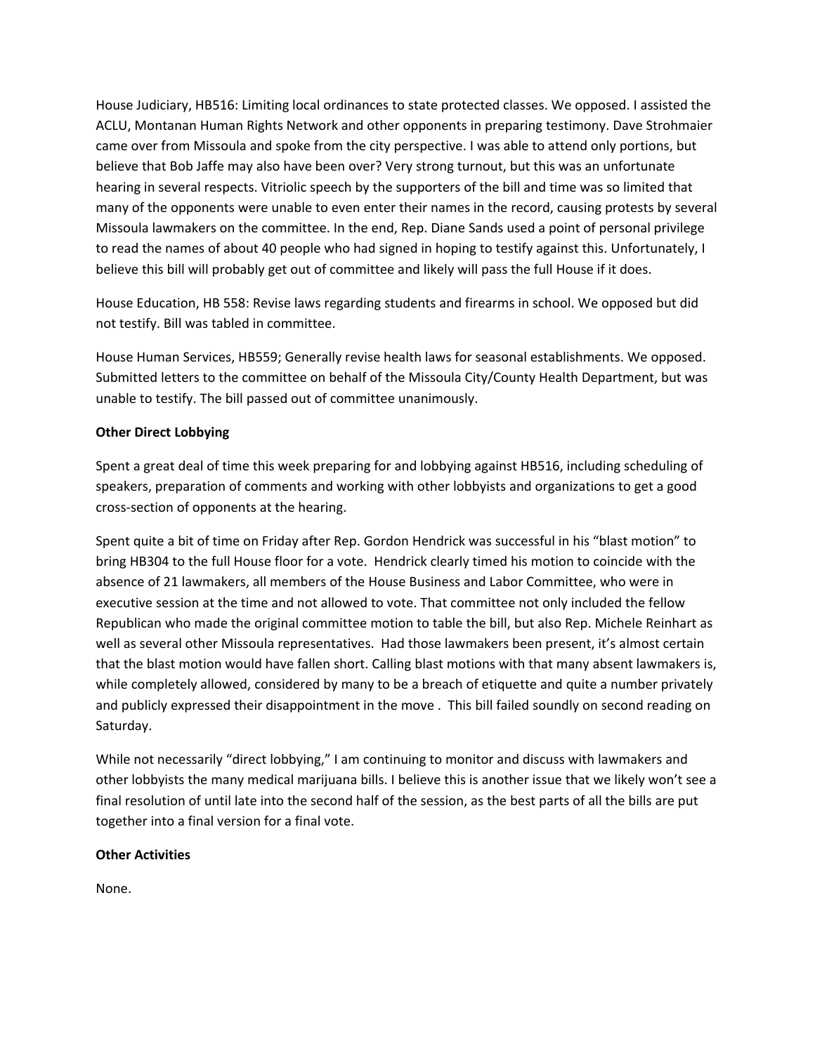House Judiciary, HB516: Limiting local ordinances to state protected classes. We opposed. I assisted the ACLU, Montanan Human Rights Network and other opponents in preparing testimony. Dave Strohmaier came over from Missoula and spoke from the city perspective. I was able to attend only portions, but believe that Bob Jaffe may also have been over? Very strong turnout, but this was an unfortunate hearing in several respects. Vitriolic speech by the supporters of the bill and time was so limited that many of the opponents were unable to even enter their names in the record, causing protests by several Missoula lawmakers on the committee. In the end, Rep. Diane Sands used a point of personal privilege to read the names of about 40 people who had signed in hoping to testify against this. Unfortunately, I believe this bill will probably get out of committee and likely will pass the full House if it does.

House Education, HB 558: Revise laws regarding students and firearms in school. We opposed but did not testify. Bill was tabled in committee.

House Human Services, HB559; Generally revise health laws for seasonal establishments. We opposed. Submitted letters to the committee on behalf of the Missoula City/County Health Department, but was unable to testify. The bill passed out of committee unanimously.

**Other Direct Lobbying**

Spent a great deal of time this week preparing for and lobbying against HB516, including scheduling of speakers, preparation of comments and working with other lobbyists and organizations to get a good cross-section of opponents at the hearing.

Spent quite a bit of time on Friday after Rep. Gordon Hendrick was successful in his "blast motion" to bring HB304 to the full House floor for a vote. Hendrick clearly timed his motion to coincide with the absence of 21 lawmakers, all members of the House Business and Labor Committee, who were in executive session at the time and not allowed to vote. That committee not only included the fellow Republican who made the original committee motion to table the bill, but also Rep. Michele Reinhart as well as several other Missoula representatives. Had those lawmakers been present, it's almost certain that the blast motion would have fallen short. Calling blast motions with that many absent lawmakers is, while completely allowed, considered by many to be a breach of etiquette and quite a number privately and publicly expressed their disappointment in the move . This bill failed soundly on second reading on Saturday.

While not necessarily "direct lobbying," I am continuing to monitor and discuss with lawmakers and other lobbyists the many medical marijuana bills. I believe this is another issue that we likely won't see a final resolution of until late into the second half of the session, as the best parts of all the bills are put together into a final version for a final vote.

**Other Activities**

None.